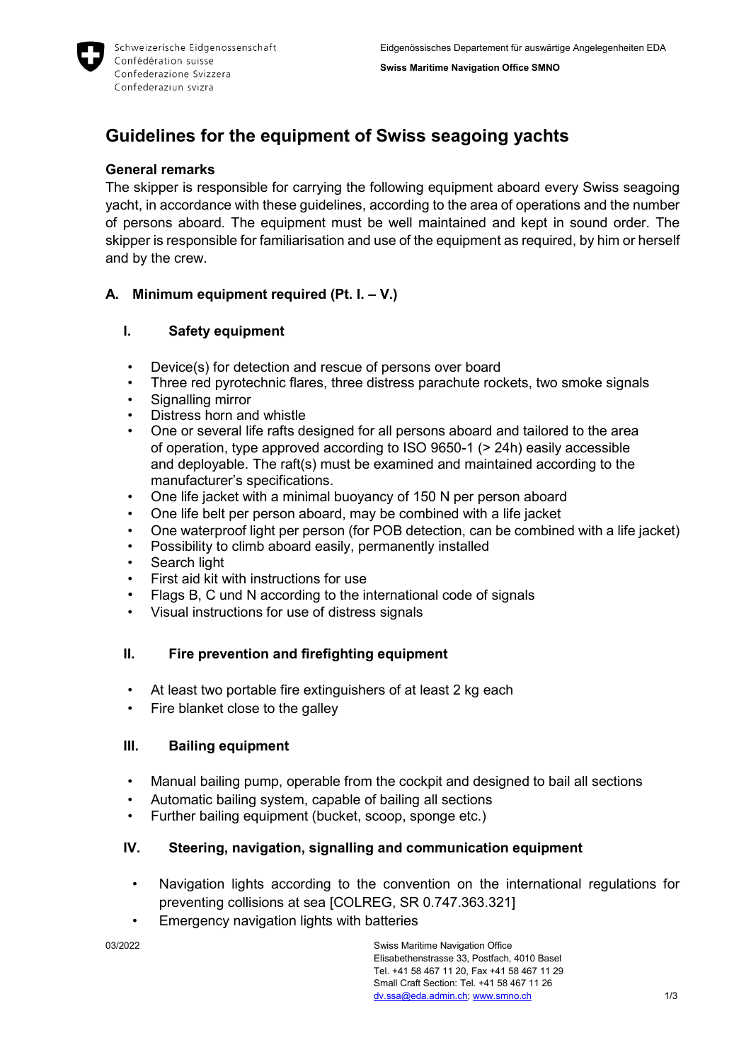# Guidelines for the equipment of Swiss seagoing yachts

### General remarks

The skipper is responsible for carrying the following equipment aboard every Swiss seagoing yacht, in accordance with these guidelines, according to the area of operations and the number of persons aboard. The equipment must be well maintained and kept in sound order. The skipper is responsible for familiarisation and use of the equipment as required, by him or herself and by the crew.

## A. Minimum equipment required (Pt. I. – V.)

### I. Safety equipment

- Device(s) for detection and rescue of persons over board
- Three red pyrotechnic flares, three distress parachute rockets, two smoke signals
- Signalling mirror
- Distress horn and whistle
- One or several life rafts designed for all persons aboard and tailored to the area of operation, type approved according to ISO 9650-1 (> 24h) easily accessible and deployable. The raft(s) must be examined and maintained according to the manufacturer's specifications.
- One life jacket with a minimal buoyancy of 150 N per person aboard
- One life belt per person aboard, may be combined with a life jacket
- One waterproof light per person (for POB detection, can be combined with a life jacket)
- Possibility to climb aboard easily, permanently installed
- Search light
- First aid kit with instructions for use
- Flags B, C und N according to the international code of signals
- Visual instructions for use of distress signals

### II. Fire prevention and firefighting equipment

- At least two portable fire extinguishers of at least 2 kg each
- Fire blanket close to the galley

### III. Bailing equipment

- Manual bailing pump, operable from the cockpit and designed to bail all sections
- Automatic bailing system, capable of bailing all sections
- Further bailing equipment (bucket, scoop, sponge etc.)

### IV. Steering, navigation, signalling and communication equipment

- Navigation lights according to the convention on the international regulations for preventing collisions at sea [COLREG, SR 0.747.363.321]
- Emergency navigation lights with batteries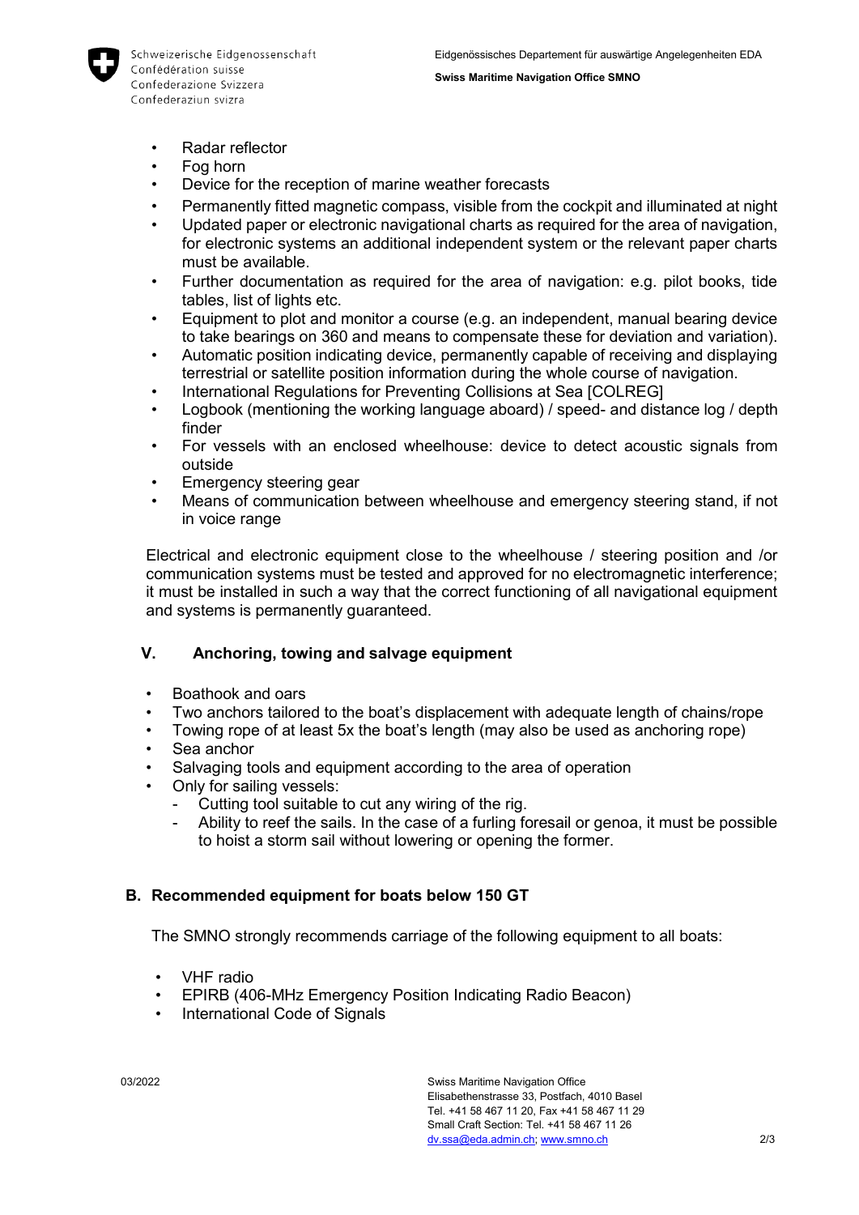- Radar reflector
- Fog horn
- Device for the reception of marine weather forecasts
- Permanently fitted magnetic compass, visible from the cockpit and illuminated at night
- Updated paper or electronic navigational charts as required for the area of navigation, for electronic systems an additional independent system or the relevant paper charts must be available.
- Further documentation as required for the area of navigation: e.g. pilot books, tide tables, list of lights etc.
- Equipment to plot and monitor a course (e.g. an independent, manual bearing device to take bearings on 360 and means to compensate these for deviation and variation).
- Automatic position indicating device, permanently capable of receiving and displaying terrestrial or satellite position information during the whole course of navigation.
- International Regulations for Preventing Collisions at Sea [COLREG]
- Logbook (mentioning the working language aboard) / speed- and distance log / depth finder
- For vessels with an enclosed wheelhouse: device to detect acoustic signals from outside
- Emergency steering gear
- Means of communication between wheelhouse and emergency steering stand, if not in voice range

Electrical and electronic equipment close to the wheelhouse / steering position and /or communication systems must be tested and approved for no electromagnetic interference; it must be installed in such a way that the correct functioning of all navigational equipment and systems is permanently guaranteed.

### V. Anchoring, towing and salvage equipment

- Boathook and oars
- Two anchors tailored to the boat's displacement with adequate length of chains/rope
- Towing rope of at least 5x the boat's length (may also be used as anchoring rope)
- Sea anchor
- Salvaging tools and equipment according to the area of operation
- Only for sailing vessels:
  - Cutting tool suitable to cut any wiring of the rig.
  - Ability to reef the sails. In the case of a furling foresail or genoa, it must be possible to hoist a storm sail without lowering or opening the former.

## B. Recommended equipment for boats below 150 GT

The SMNO strongly recommends carriage of the following equipment to all boats:

- VHF radio
- EPIRB (406-MHz Emergency Position Indicating Radio Beacon)
- International Code of Signals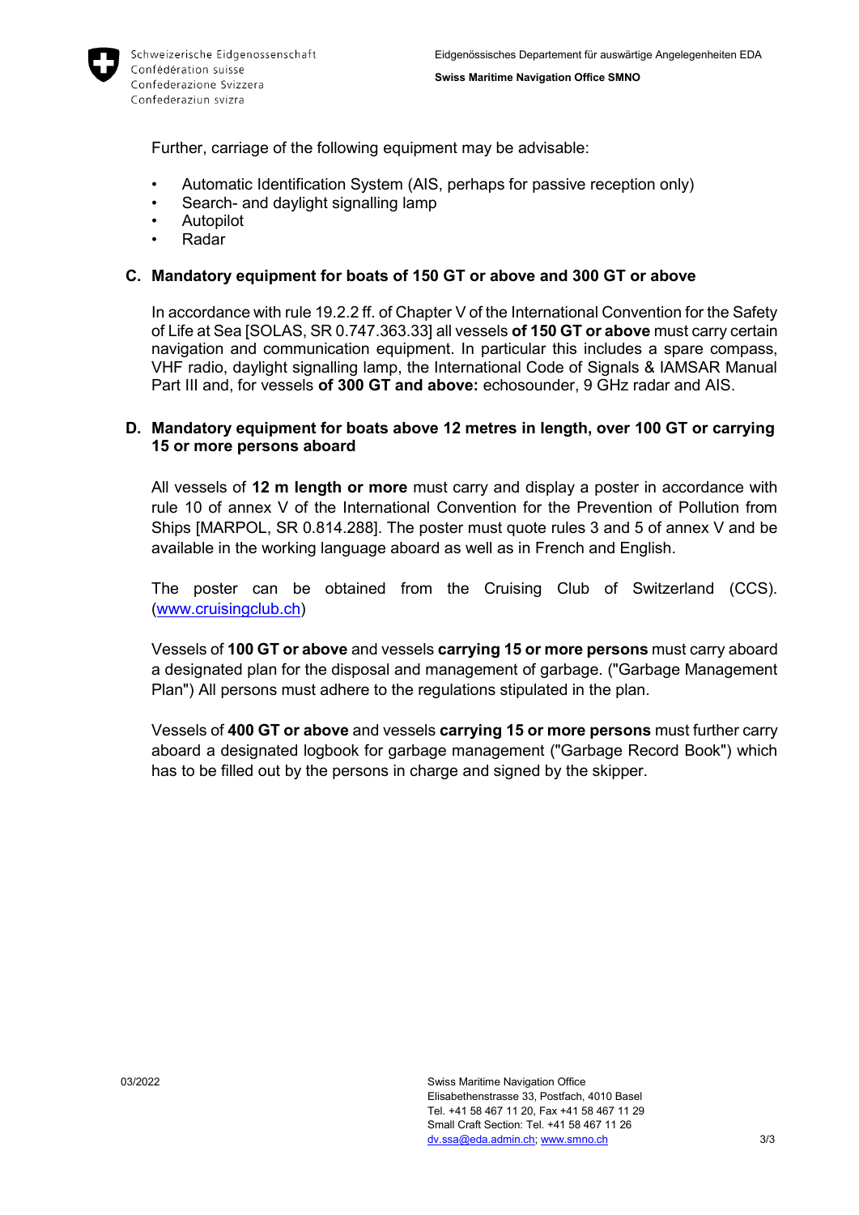Further, carriage of the following equipment may be advisable:

- Automatic Identification System (AIS, perhaps for passive reception only)
- Search- and daylight signalling lamp
- Autopilot
- Radar

### C. Mandatory equipment for boats of 150 GT or above and 300 GT or above

In accordance with rule 19.2.2 ff. of Chapter V of the International Convention for the Safety of Life at Sea [SOLAS, SR 0.747.363.33] all vessels **of 150 GT or above** must carry certain navigation and communication equipment. In particular this includes a spare compass, VHF radio, daylight signalling lamp, the International Code of Signals & IAMSAR Manual Part III and, for vessels **of 300 GT and above:** echosounder, 9 GHz radar and AIS.

### D. Mandatory equipment for boats above 12 metres in length, over 100 GT or carrying 15 or more persons aboard

All vessels of **12 m length or more** must carry and display a poster in accordance with rule 10 of annex V of the International Convention for the Prevention of Pollution from Ships [MARPOL, SR 0.814.288]. The poster must quote rules 3 and 5 of annex V and be available in the working language aboard as well as in French and English.

The poster can be obtained from the Cruising Club of Switzerland (CCS). (www.cruisingclub.ch)

Vessels of **100 GT or above** and vessels **carrying 15 or more persons** must carry aboard a designated plan for the disposal and management of garbage. ("Garbage Management Plan") All persons must adhere to the regulations stipulated in the plan.

Vessels of **400 GT or above** and vessels **carrying 15 or more persons** must further carry aboard a designated logbook for garbage management ("Garbage Record Book") which has to be filled out by the persons in charge and signed by the skipper.